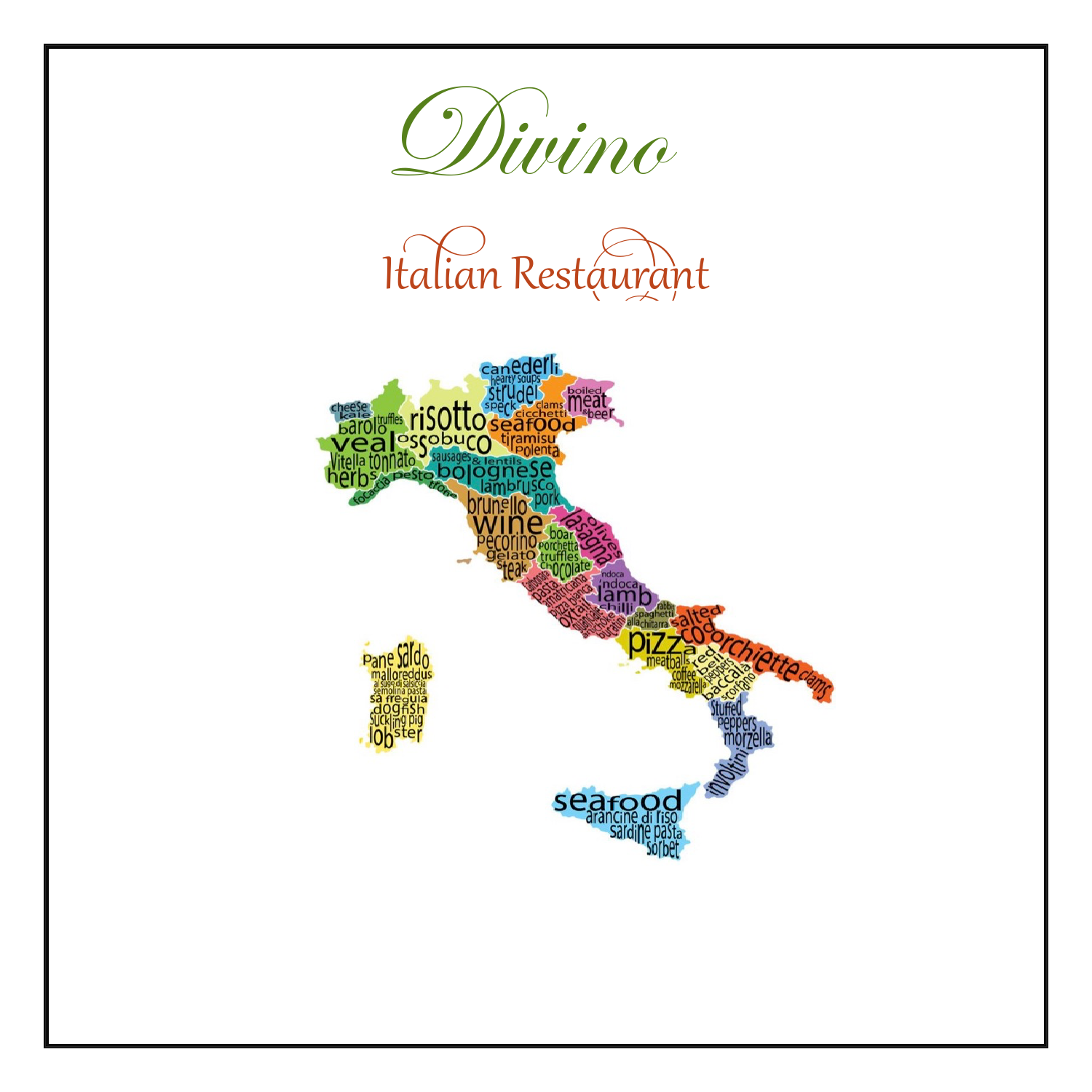# Divino

## Italian Restaurant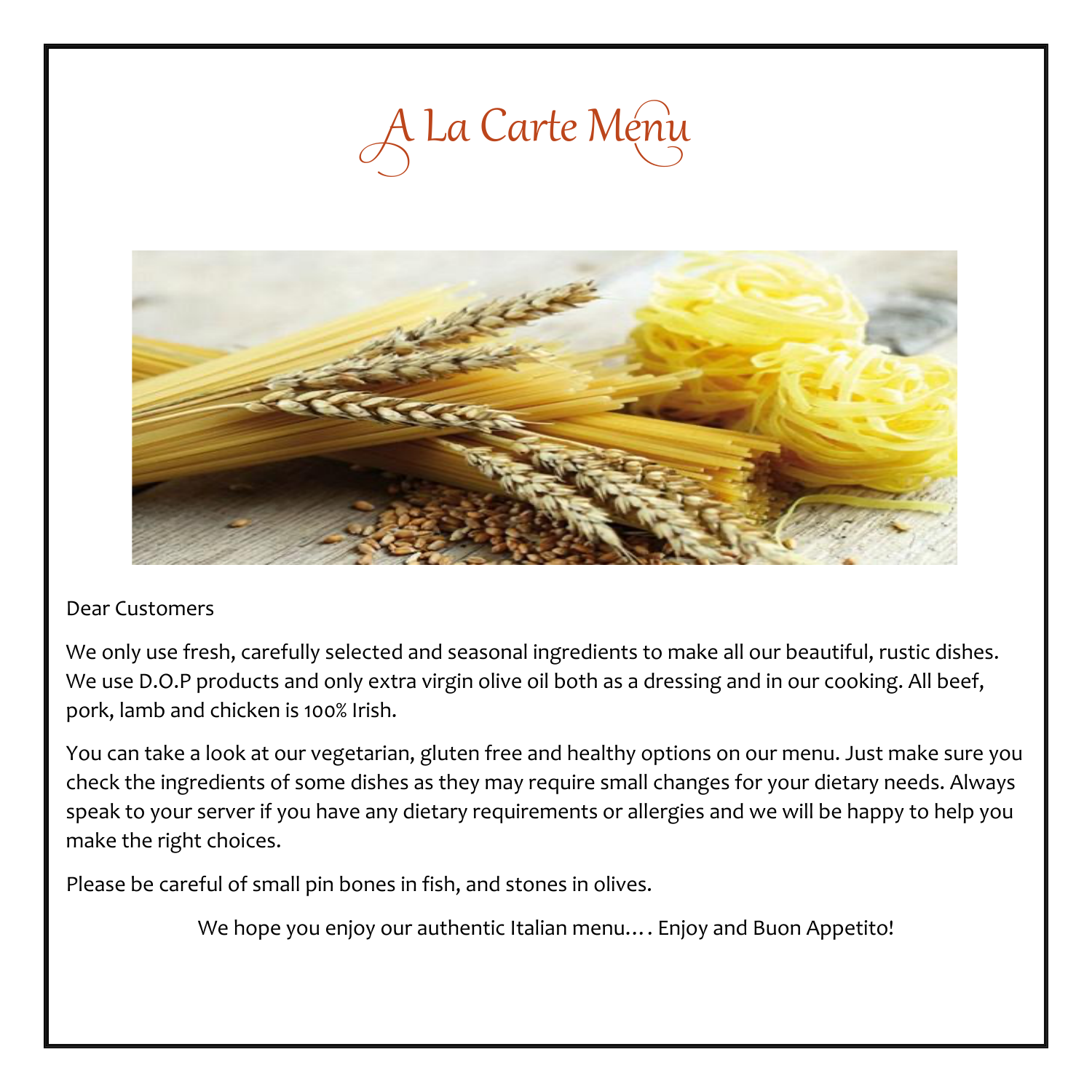# A La Carte Menu

Dear Customers

We only use fresh, carefully selected and seasonal ingredients to make all our beautiful, rustic dishes. We use D.O.P products and only extra virgin olive oil both as a dressing and in our cooking. All beef, pork, lamb and chicken is 100% Irish.

You can take a look at our vegetarian, gluten free and healthy options on our menu. Just make sure you check the ingredients of some dishes as they may require small changes for your dietary needs. Always speak to your server if you have any dietary requirements or allergies and we will be happy to help you make the right choices.

Please be careful of small pin bones in fish, and stones in olives.

We hope you enjoy our authentic Italian menu…. Enjoy and Buon Appetito!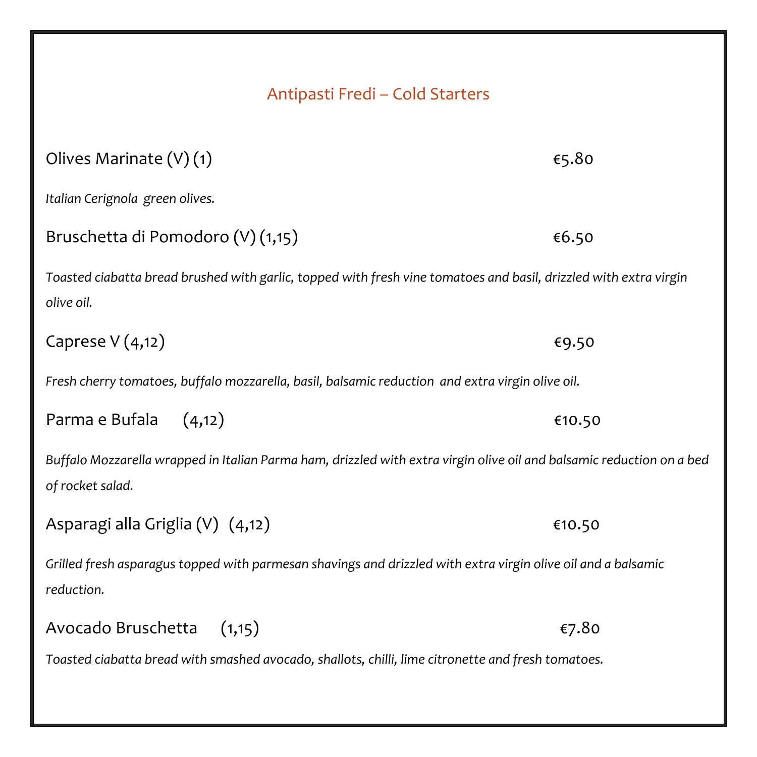## Antipasti Fredi – Cold Starters

Olives Marinate (V) (1) €5.80

*Italian Cerignola green olives.*

Bruschetta di Pomodoro (V) (1,15) €6.50

*Toasted ciabatta bread brushed with garlic, topped with fresh vine tomatoes and basil, drizzled with extra virgin olive oil.*

Caprese V (4,12) €9.50

*Fresh cherry tomatoes, buffalo mozzarella, basil, balsamic reduction and extra virgin olive oil.*

Parma e Bufala (4,12) €10.50

*Buffalo Mozzarella wrapped in Italian Parma ham, drizzled with extra virgin olive oil and balsamic reduction on a bed of rocket salad.*

Asparagi alla Griglia (V) (4,12) €10.50

*Grilled fresh asparagus topped with parmesan shavings and drizzled with extra virgin olive oil and a balsamic reduction.*

Avocado Bruschetta (1,15) €7.80

*Toasted ciabatta bread with smashed avocado, shallots, chilli, lime citronette and fresh tomatoes.*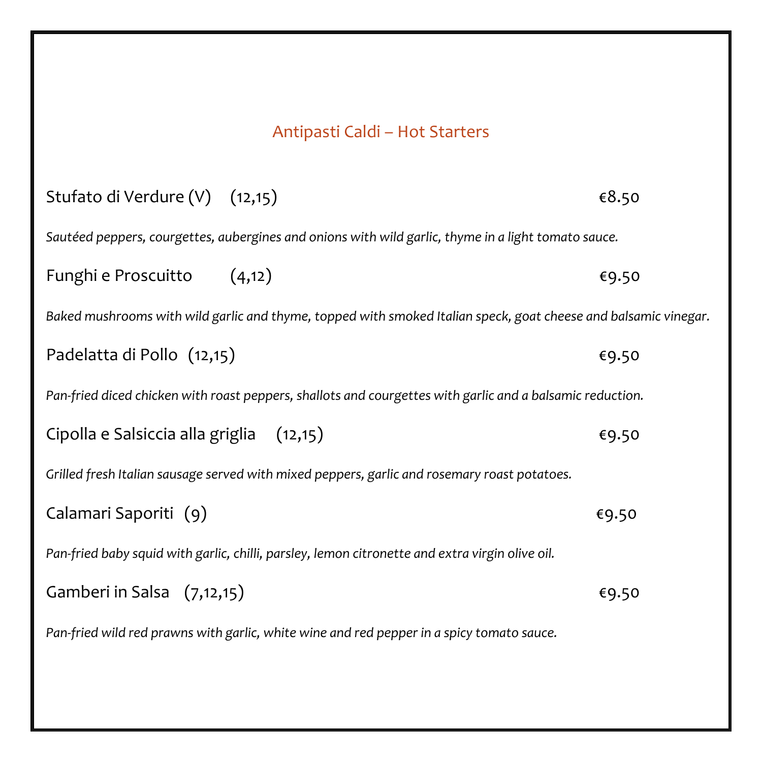## Antipasti Caldi – Hot Starters

**Stufato di Verdure (V)** (12,15) €8.50

*Sautéed peppers, courgettes, aubergines and onions with wild garlic, thyme in a light tomato sauce.*

**Funghi e Proscuitto** (4,12) €9.50

*Baked mushrooms with wild garlic and thyme, topped with smoked Italian speck, goat cheese and balsamic vinegar.*

**Padelatta di Pollo** (12,15) €9.50

*Pan-fried diced chicken with roast peppers, shallots and courgettes with garlic and a balsamic reduction.*

**Cipolla e Salsiccia alla griglia** (12,15) €9.50

*Grilled fresh Italian sausage served with mixed peppers, garlic and rosemary roast potatoes.*

**Calamari Saporiti** (9) €9.50

*Pan-fried baby squid with garlic, chilli, parsley, lemon citronette and extra virgin olive oil.*

**Gamberi in Salsa** (7,12,15) €9.50

*Pan-fried wild red prawns with garlic, white wine and red pepper in a spicy tomato sauce.*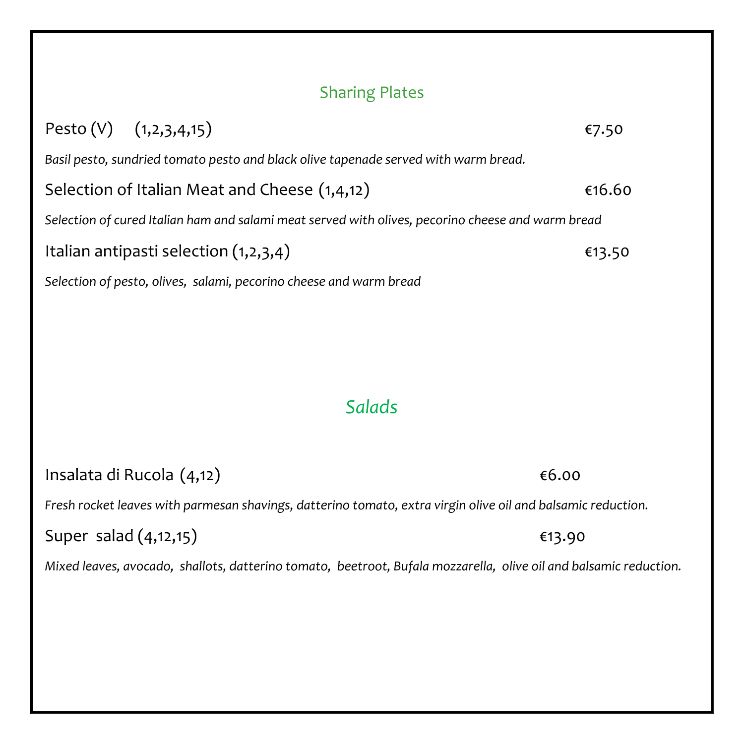## Sharing Plates

**Pesto (V) (1,2,3,4,15)** €7.50

*Basil pesto, sundried tomato pesto and black olive tapenade served with warm bread.*

**Selection of Italian Meat and Cheese (1,4,12)** €16.60

*Selection of cured Italian ham and salami meat served with olives, pecorino cheese and warm bread*

**Italian antipasti selection (1,2,3,4)** €13.50

*Selection of pesto, olives, salami, pecorino cheese and warm bread*

## *Salads*

**Insalata di Rucola (4,12)** €6.00

*Fresh rocket leaves with parmesan shavings, datterino tomato, extra virgin olive oil and balsamic reduction.*

**Super salad (4,12,15)** €13.90

*Mixed leaves, avocado, shallots, datterino tomato, beetroot, Bufala mozzarella, olive oil and balsamic reduction.*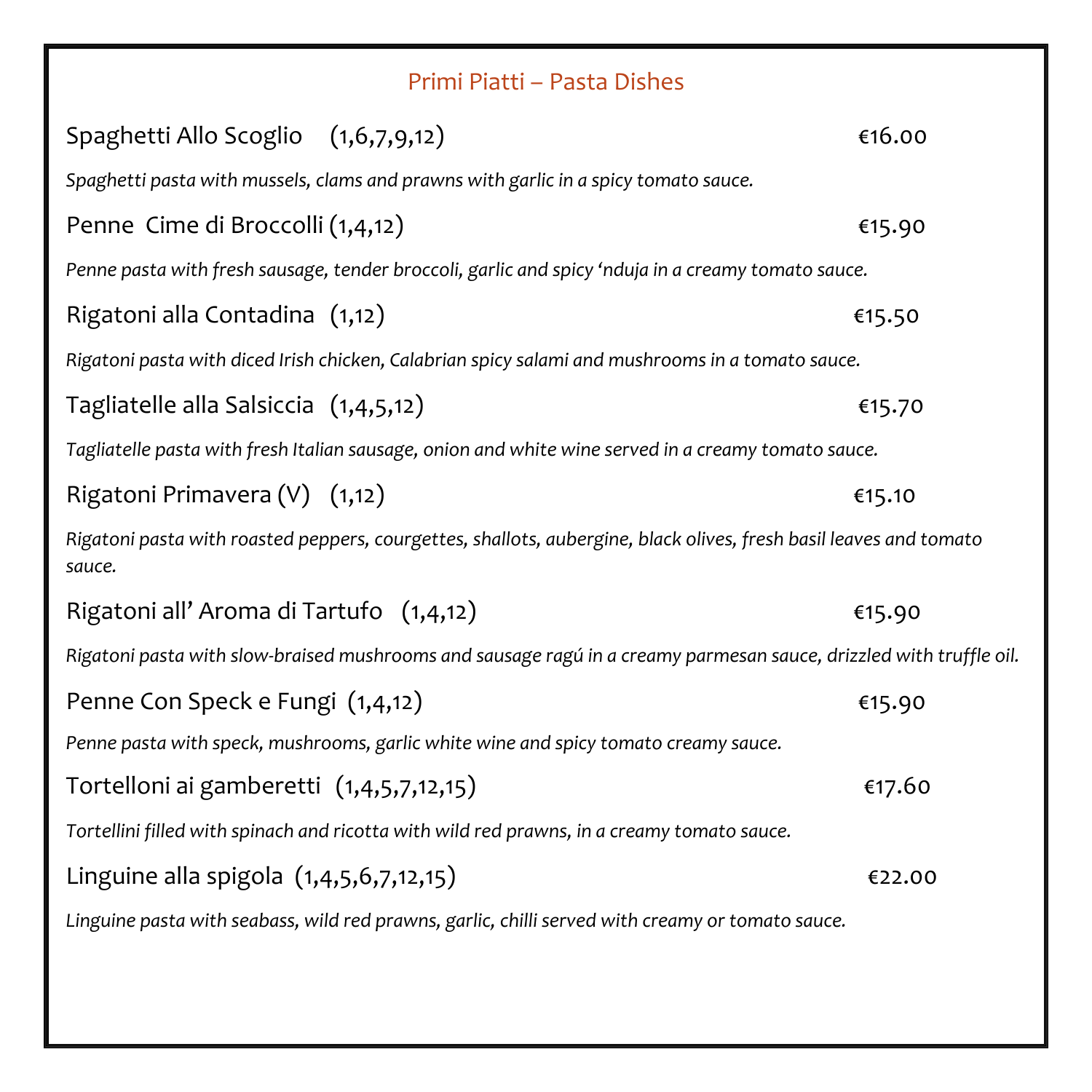## Primi Piatti – Pasta Dishes

**Spaghetti Allo Scoglio (1,6,7,9,12)** €16.00

*Spaghetti pasta with mussels, clams and prawns with garlic in a spicy tomato sauce.*

**Penne Cime di Broccolli (1,4,12)** €15.90

*Penne pasta with fresh sausage, tender broccoli, garlic and spicy 'nduja in a creamy tomato sauce.*

**Rigatoni alla Contadina (1,12)** €15.50

*Rigatoni pasta with diced Irish chicken, Calabrian spicy salami and mushrooms in a tomato sauce.*

**Tagliatelle alla Salsiccia (1,4,5,12)** €15.70

*Tagliatelle pasta with fresh Italian sausage, onion and white wine served in a creamy tomato sauce.*

**Rigatoni Primavera (V) (1,12)** €15.10

*Rigatoni pasta with roasted peppers, courgettes, shallots, aubergine, black olives, fresh basil leaves and tomato sauce.*

**Rigatoni all' Aroma di Tartufo (1,4,12)** €15.90

*Rigatoni pasta with slow-braised mushrooms and sausage ragú in a creamy parmesan sauce, drizzled with truffle oil.*

**Penne Con Speck e Fungi (1,4,12)** €15.90

*Penne pasta with speck, mushrooms, garlic white wine and spicy tomato creamy sauce.*

**Tortelloni ai gamberetti (1,4,5,7,12,15)** €17.60

*Tortellini filled with spinach and ricotta with wild red prawns, in a creamy tomato sauce.*

**Linguine alla spigola (1,4,5,6,7,12,15)** €22.00

*Linguine pasta with seabass, wild red prawns, garlic, chilli served with creamy or tomato sauce.*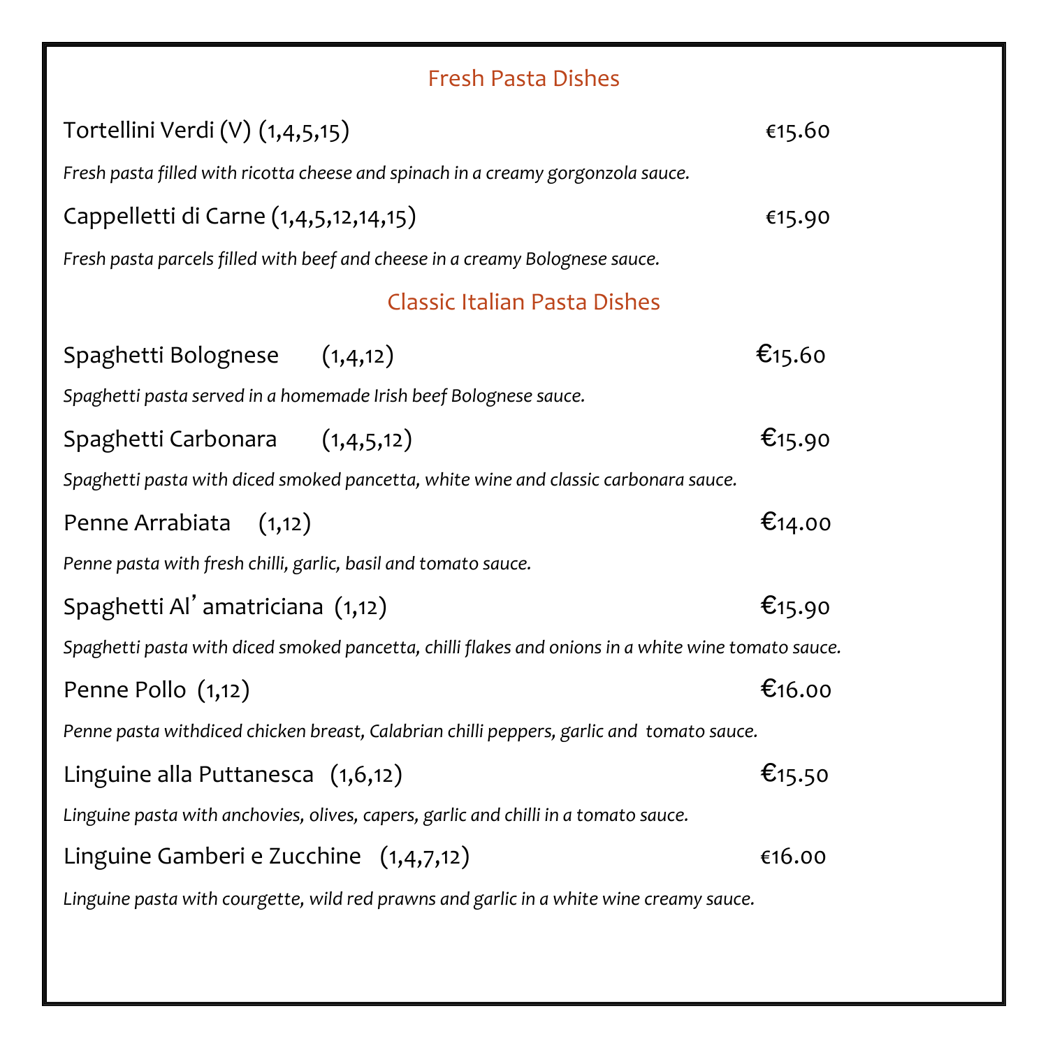## Fresh Pasta Dishes

Tortellini Verdi (V) (1,4,5,15) €15.60

*Fresh pasta filled with ricotta cheese and spinach in a creamy gorgonzola sauce.*

Cappelletti di Carne (1,4,5,12,14,15) €15.90

*Fresh pasta parcels filled with beef and cheese in a creamy Bolognese sauce.*

## Classic Italian Pasta Dishes

Spaghetti Bolognese (1,4,12) €15.60

*Spaghetti pasta served in a homemade Irish beef Bolognese sauce.*

Spaghetti Carbonara (1,4,5,12) €15.90

*Spaghetti pasta with diced smoked pancetta, white wine and classic carbonara sauce.*

Penne Arrabiata (1,12) €14.00

*Penne pasta with fresh chilli, garlic, basil and tomato sauce.*

Spaghetti Al' amatriciana (1,12) €15.90

*Spaghetti pasta with diced smoked pancetta, chilli flakes and onions in a white wine tomato sauce.*

Penne Pollo (1,12) €16.00

*Penne pasta withdiced chicken breast, Calabrian chilli peppers, garlic and tomato sauce.*

Linguine alla Puttanesca (1,6,12) €15.50

*Linguine pasta with anchovies, olives, capers, garlic and chilli in a tomato sauce.*

Linguine Gamberi e Zucchine (1,4,7,12) €16.00

*Linguine pasta with courgette, wild red prawns and garlic in a white wine creamy sauce.*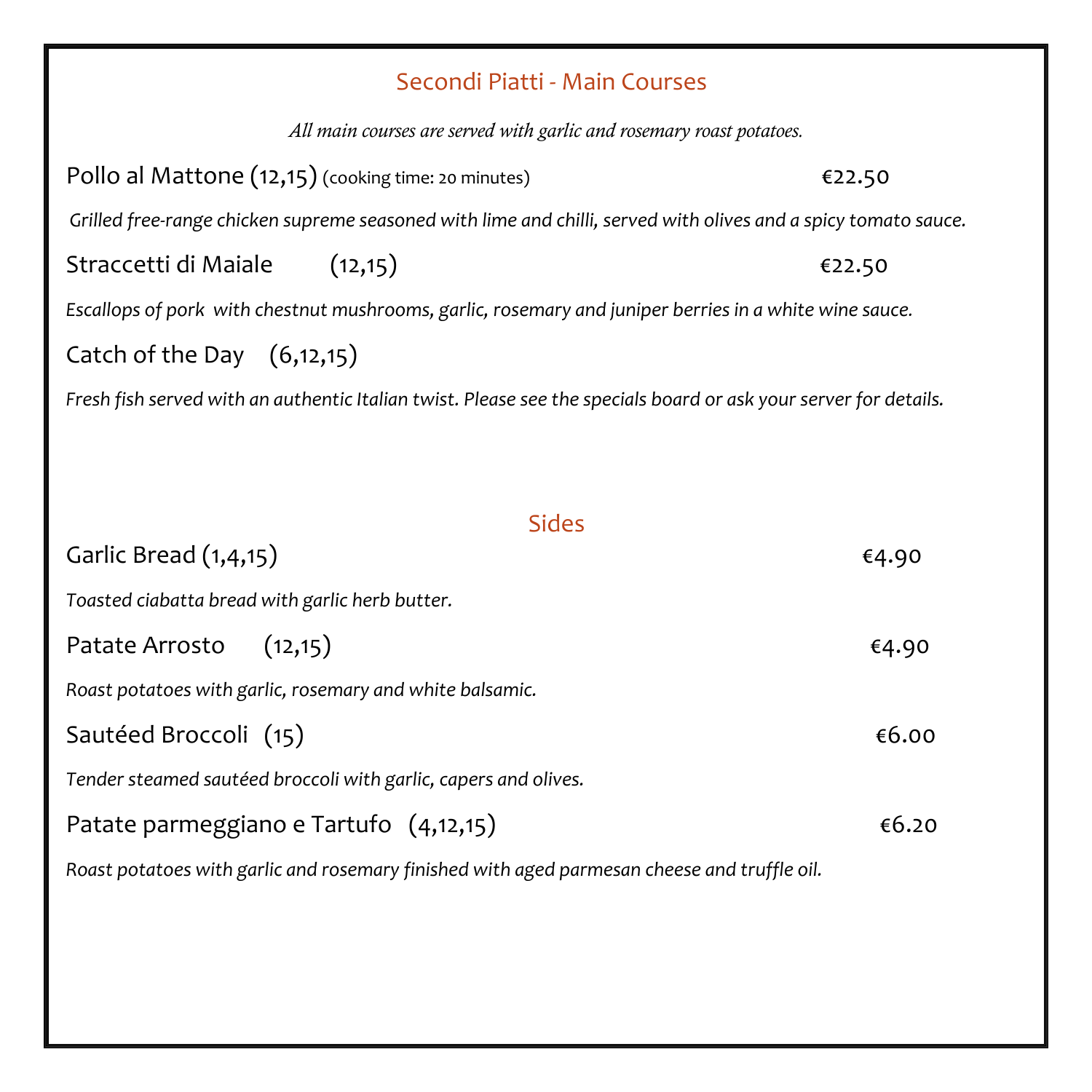## Secondi Piatti - Main Courses

*All main courses are served with garlic and rosemary roast potatoes.*

Pollo al Mattone (12,15) (cooking time: 20 minutes) €22.50

*Grilled free-range chicken supreme seasoned with lime and chilli, served with olives and a spicy tomato sauce.*

Straccetti di Maiale (12,15) €22.50

*Escallops of pork with chestnut mushrooms, garlic, rosemary and juniper berries in a white wine sauce.*

Catch of the Day (6,12,15)

*Fresh fish served with an authentic Italian twist. Please see the specials board or ask your server for details.*

## Sides

Garlic Bread (1,4,15) €4.90

*Toasted ciabatta bread with garlic herb butter.*

Patate Arrosto (12,15) €4.90

*Roast potatoes with garlic, rosemary and white balsamic.*

Sautéed Broccoli (15) €6.00

*Tender steamed sautéed broccoli with garlic, capers and olives.*

Patate parmeggiano e Tartufo (4,12,15) €6.20

*Roast potatoes with garlic and rosemary finished with aged parmesan cheese and truffle oil.*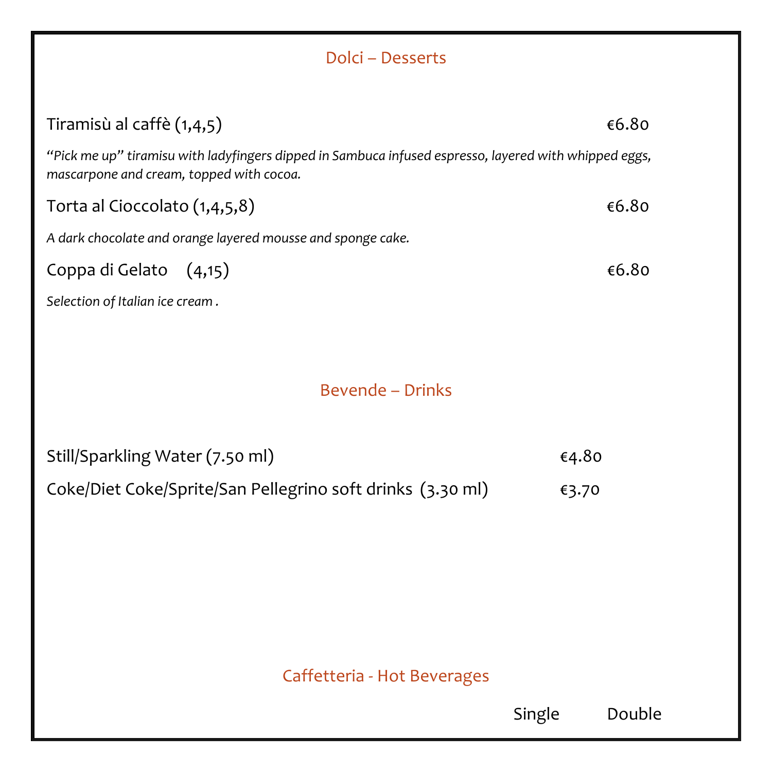## Dolci – Desserts

Tiramisù al caffè (1,4,5) €6.80

*"Pick me up" tiramisu with ladyfingers dipped in Sambuca infused espresso, layered with whipped eggs, mascarpone and cream, topped with cocoa.*

Torta al Cioccolato (1,4,5,8) €6.80

*A dark chocolate and orange layered mousse and sponge cake.*

Coppa di Gelato (4,15) €6.80

*Selection of Italian ice cream .*

## Bevende – Drinks

Still/Sparkling Water (7.50 ml) €4.80

Coke/Diet Coke/Sprite/San Pellegrino soft drinks (3.30 ml) €3.70

## Caffetteria - Hot Beverages

| | Single | Double |
|---|---|---|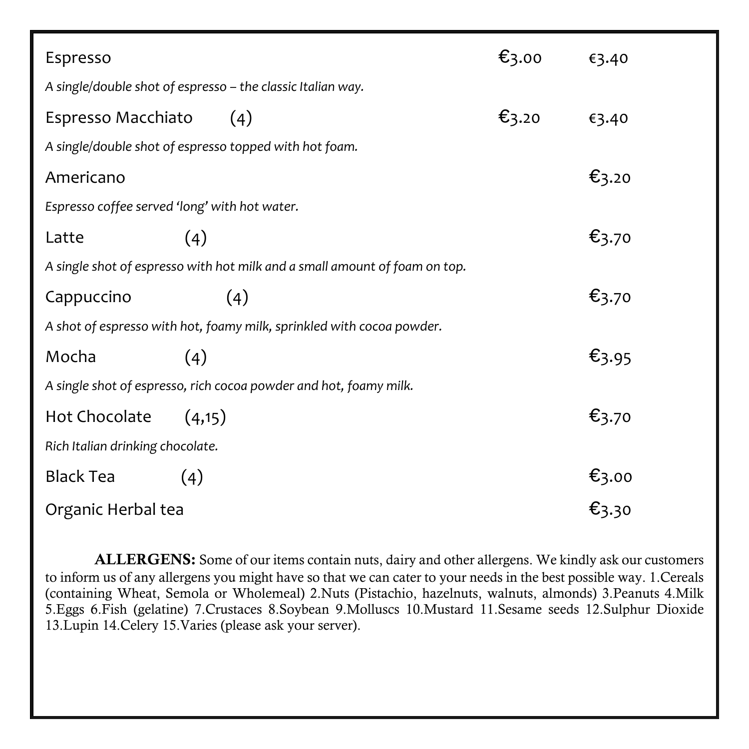Espresso €3.00 €3.40

*A single/double shot of espresso – the classic Italian way.*

Espresso Macchiato (4) €3.20 €3.40

*A single/double shot of espresso topped with hot foam.*

Americano €3.20

*Espresso coffee served 'long' with hot water.*

Latte (4) €3.70

*A single shot of espresso with hot milk and a small amount of foam on top.*

Cappuccino (4) €3.70

*A shot of espresso with hot, foamy milk, sprinkled with cocoa powder.*

Mocha (4) €3.95

*A single shot of espresso, rich cocoa powder and hot, foamy milk.*

Hot Chocolate (4,15) €3.70

*Rich Italian drinking chocolate.*

Black Tea (4) €3.00

Organic Herbal tea €3.30

**ALLERGENS:** Some of our items contain nuts, dairy and other allergens. We kindly ask our customers to inform us of any allergens you might have so that we can cater to your needs in the best possible way. 1.Cereals (containing Wheat, Semola or Wholemeal) 2.Nuts (Pistachio, hazelnuts, walnuts, almonds) 3.Peanuts 4.Milk 5.Eggs 6.Fish (gelatine) 7.Crustaces 8.Soybean 9.Molluscs 10.Mustard 11.Sesame seeds 12.Sulphur Dioxide 13.Lupin 14.Celery 15.Varies (please ask your server).